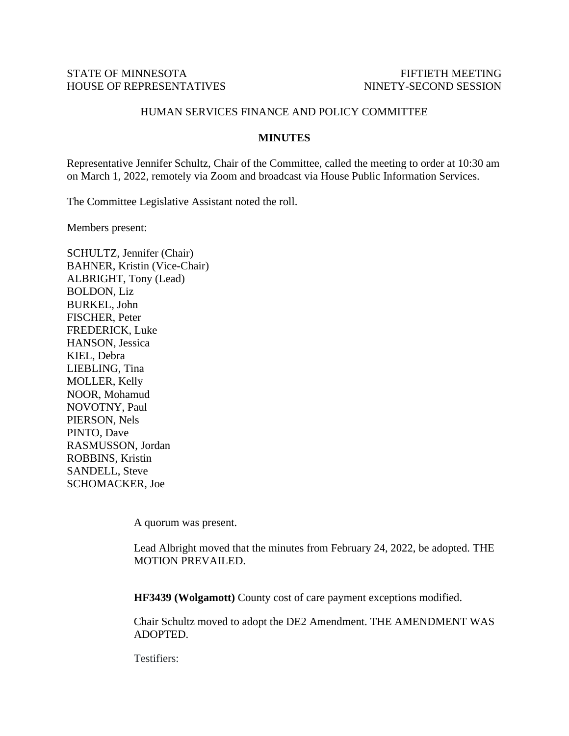STATE OF MINNESOTA
HOUSE OF REPRESENTATIVES

FIFTIETH MEETING
NINETY-SECOND SESSION

HUMAN SERVICES FINANCE AND POLICY COMMITTEE

**MINUTES**

Representative Jennifer Schultz, Chair of the Committee, called the meeting to order at 10:30 am on March 1, 2022, remotely via Zoom and broadcast via House Public Information Services.

The Committee Legislative Assistant noted the roll.

Members present:

SCHULTZ, Jennifer (Chair)
BAHNER, Kristin (Vice-Chair)
ALBRIGHT, Tony (Lead)
BOLDON, Liz
BURKEL, John
FISCHER, Peter
FREDERICK, Luke
HANSON, Jessica
KIEL, Debra
LIEBLING, Tina
MOLLER, Kelly
NOOR, Mohamud
NOVOTNY, Paul
PIERSON, Nels
PINTO, Dave
RASMUSSON, Jordan
ROBBINS, Kristin
SANDELL, Steve
SCHOMACKER, Joe

A quorum was present.

Lead Albright moved that the minutes from February 24, 2022, be adopted. THE MOTION PREVAILED.

**HF3439 (Wolgamott)** County cost of care payment exceptions modified.

Chair Schultz moved to adopt the DE2 Amendment. THE AMENDMENT WAS ADOPTED.

Testifiers: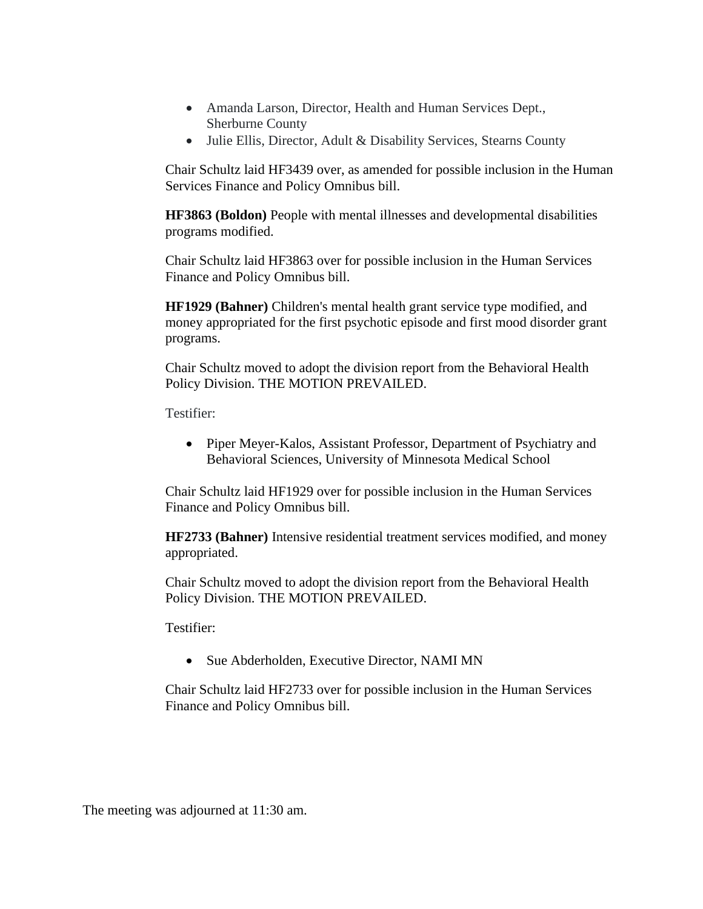- Amanda Larson, Director, Health and Human Services Dept., Sherburne County
- Julie Ellis, Director, Adult & Disability Services, Stearns County

Chair Schultz laid HF3439 over, as amended for possible inclusion in the Human Services Finance and Policy Omnibus bill.

**HF3863 (Boldon)** People with mental illnesses and developmental disabilities programs modified.

Chair Schultz laid HF3863 over for possible inclusion in the Human Services Finance and Policy Omnibus bill.

**HF1929 (Bahner)** Children's mental health grant service type modified, and money appropriated for the first psychotic episode and first mood disorder grant programs.

Chair Schultz moved to adopt the division report from the Behavioral Health Policy Division. THE MOTION PREVAILED.

Testifier:

- Piper Meyer-Kalos, Assistant Professor, Department of Psychiatry and Behavioral Sciences, University of Minnesota Medical School

Chair Schultz laid HF1929 over for possible inclusion in the Human Services Finance and Policy Omnibus bill.

**HF2733 (Bahner)** Intensive residential treatment services modified, and money appropriated.

Chair Schultz moved to adopt the division report from the Behavioral Health Policy Division. THE MOTION PREVAILED.

Testifier:

- Sue Abderholden, Executive Director, NAMI MN

Chair Schultz laid HF2733 over for possible inclusion in the Human Services Finance and Policy Omnibus bill.

The meeting was adjourned at 11:30 am.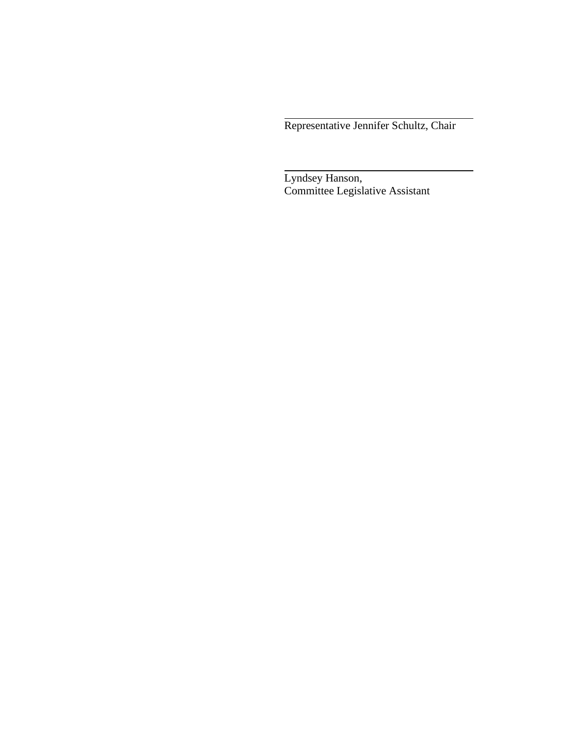\_\_\_\_\_\_\_\_\_\_\_\_\_\_\_\_\_\_\_\_\_\_\_\_\_\_\_\_\_\_\_\_\_\_\_\_\_\_\_\_

Representative Jennifer Schultz, Chair

\_\_\_\_\_\_\_\_\_\_\_\_\_\_\_\_\_\_\_\_\_\_\_\_\_\_\_\_\_\_\_\_\_\_\_\_\_\_\_\_

Lyndsey Hanson,
Committee Legislative Assistant